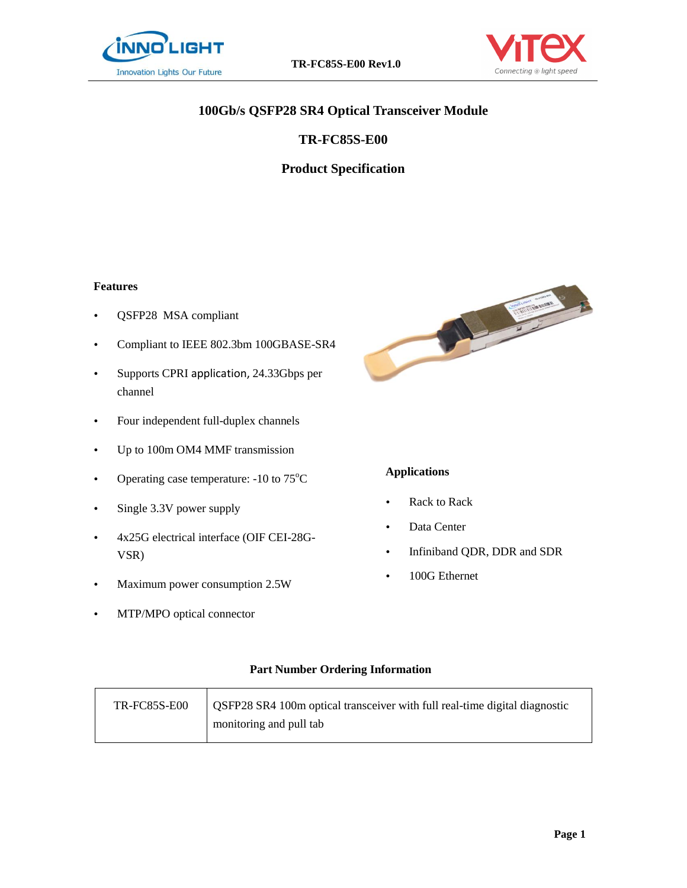# 100Gb/s QSFP28 SR4 Optical Transceiver Module

## TR-FC85S-E00

## Product Specification

### Features

- QSFP28 MSA compliant
- Compliant to IEEE 802.3bm 100GBASE-SR4
- Supports CPRI application, 24.33Gbps per channel
- Four independent full-duplex channels
- Up to 100m OM4 MMF transmission
- Operating case temperature: -10 to 75°C
- Single 3.3V power supply
- 4x25G electrical interface (OIF CEI-28G-VSR)
- Maximum power consumption 2.5W
- MTP/MPO optical connector

### Applications

- Rack to Rack
- Data Center
- Infiniband QDR, DDR and SDR
- 100G Ethernet

### Part Number Ordering Information

| | |
|---|---|
| TR-FC85S-E00 | QSFP28 SR4 100m optical transceiver with full real-time digital diagnostic monitoring and pull tab |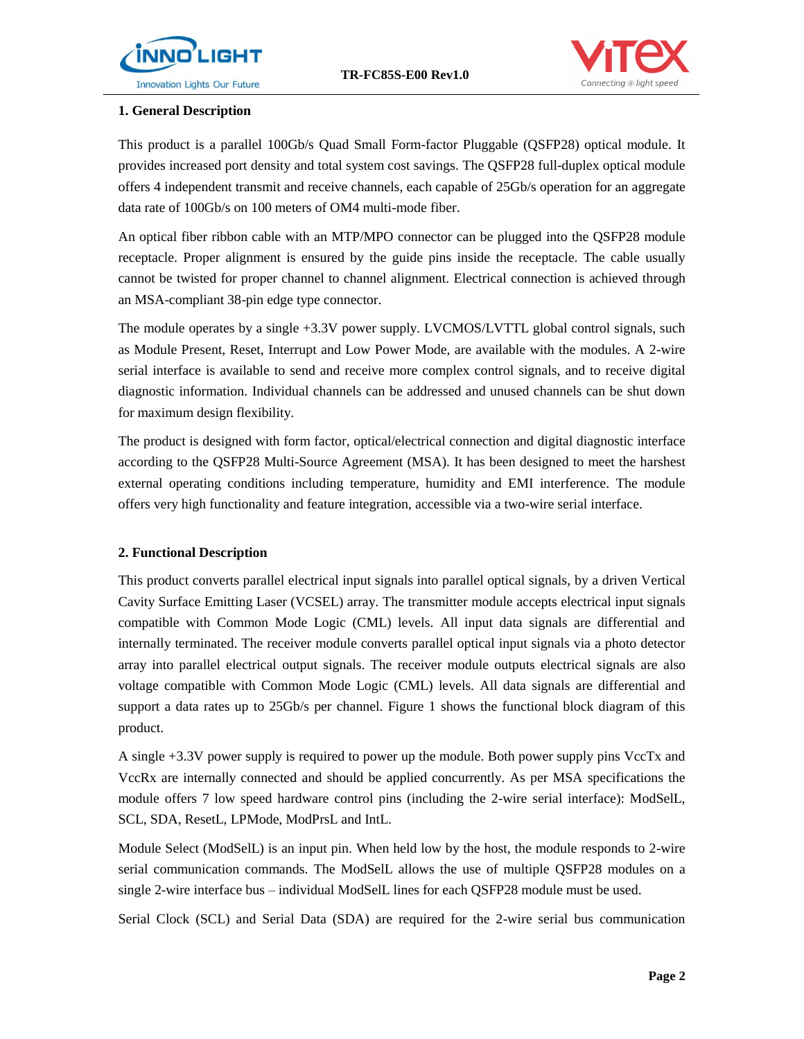## 1. General Description

This product is a parallel 100Gb/s Quad Small Form-factor Pluggable (QSFP28) optical module. It provides increased port density and total system cost savings. The QSFP28 full-duplex optical module offers 4 independent transmit and receive channels, each capable of 25Gb/s operation for an aggregate data rate of 100Gb/s on 100 meters of OM4 multi-mode fiber.

An optical fiber ribbon cable with an MTP/MPO connector can be plugged into the QSFP28 module receptacle. Proper alignment is ensured by the guide pins inside the receptacle. The cable usually cannot be twisted for proper channel to channel alignment. Electrical connection is achieved through an MSA-compliant 38-pin edge type connector.

The module operates by a single +3.3V power supply. LVCMOS/LVTTL global control signals, such as Module Present, Reset, Interrupt and Low Power Mode, are available with the modules. A 2-wire serial interface is available to send and receive more complex control signals, and to receive digital diagnostic information. Individual channels can be addressed and unused channels can be shut down for maximum design flexibility.

The product is designed with form factor, optical/electrical connection and digital diagnostic interface according to the QSFP28 Multi-Source Agreement (MSA). It has been designed to meet the harshest external operating conditions including temperature, humidity and EMI interference. The module offers very high functionality and feature integration, accessible via a two-wire serial interface.

## 2. Functional Description

This product converts parallel electrical input signals into parallel optical signals, by a driven Vertical Cavity Surface Emitting Laser (VCSEL) array. The transmitter module accepts electrical input signals compatible with Common Mode Logic (CML) levels. All input data signals are differential and internally terminated. The receiver module converts parallel optical input signals via a photo detector array into parallel electrical output signals. The receiver module outputs electrical signals are also voltage compatible with Common Mode Logic (CML) levels. All data signals are differential and support a data rates up to 25Gb/s per channel. Figure 1 shows the functional block diagram of this product.

A single +3.3V power supply is required to power up the module. Both power supply pins VccTx and VccRx are internally connected and should be applied concurrently. As per MSA specifications the module offers 7 low speed hardware control pins (including the 2-wire serial interface): ModSelL, SCL, SDA, ResetL, LPMode, ModPrsL and IntL.

Module Select (ModSelL) is an input pin. When held low by the host, the module responds to 2-wire serial communication commands. The ModSelL allows the use of multiple QSFP28 modules on a single 2-wire interface bus – individual ModSelL lines for each QSFP28 module must be used.

Serial Clock (SCL) and Serial Data (SDA) are required for the 2-wire serial bus communication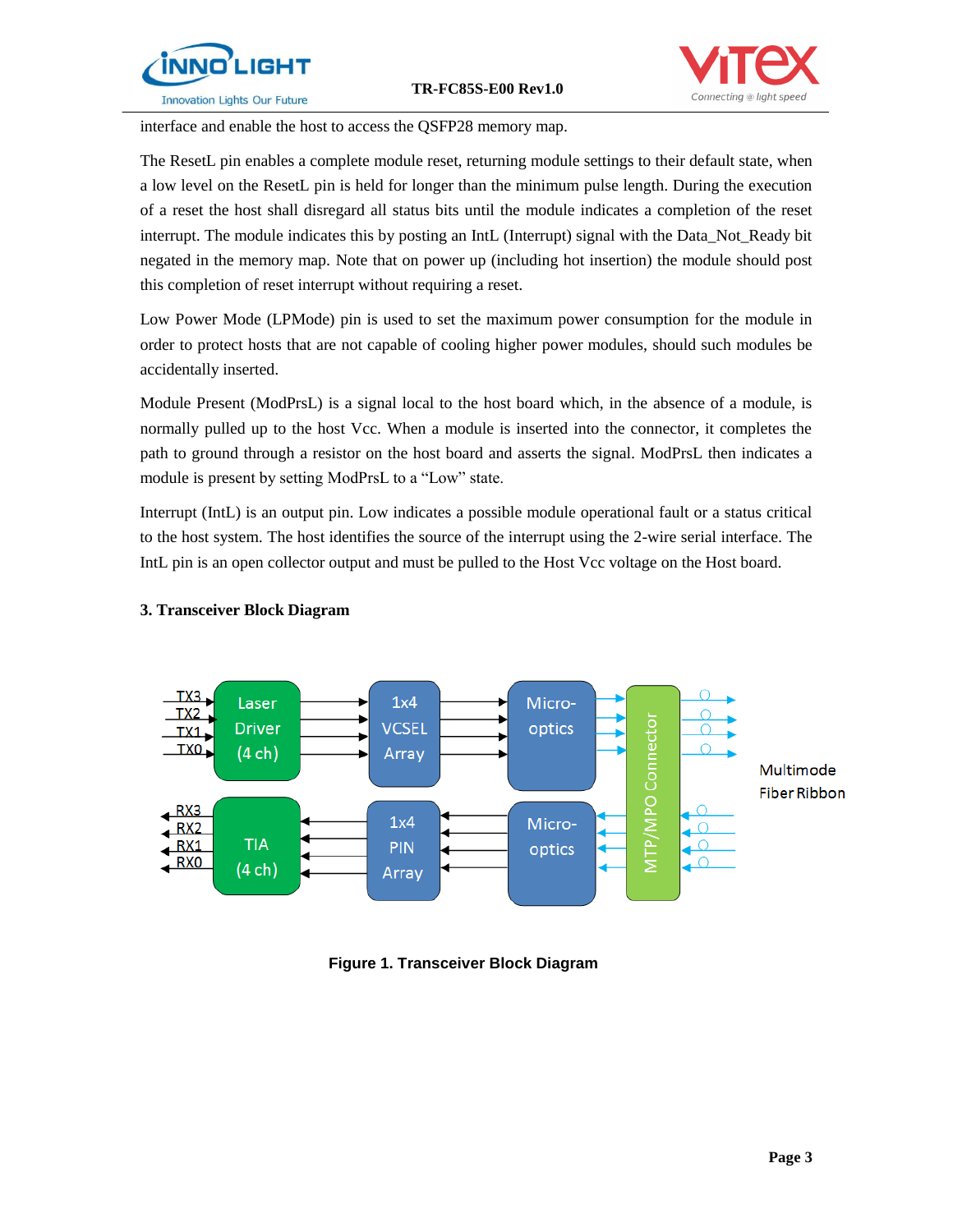interface and enable the host to access the QSFP28 memory map.

The ResetL pin enables a complete module reset, returning module settings to their default state, when a low level on the ResetL pin is held for longer than the minimum pulse length. During the execution of a reset the host shall disregard all status bits until the module indicates a completion of the reset interrupt. The module indicates this by posting an IntL (Interrupt) signal with the Data_Not_Ready bit negated in the memory map. Note that on power up (including hot insertion) the module should post this completion of reset interrupt without requiring a reset.

Low Power Mode (LPMode) pin is used to set the maximum power consumption for the module in order to protect hosts that are not capable of cooling higher power modules, should such modules be accidentally inserted.

Module Present (ModPrsL) is a signal local to the host board which, in the absence of a module, is normally pulled up to the host Vcc. When a module is inserted into the connector, it completes the path to ground through a resistor on the host board and asserts the signal. ModPrsL then indicates a module is present by setting ModPrsL to a "Low" state.

Interrupt (IntL) is an output pin. Low indicates a possible module operational fault or a status critical to the host system. The host identifies the source of the interrupt using the 2-wire serial interface. The IntL pin is an open collector output and must be pulled to the Host Vcc voltage on the Host board.

### 3. Transceiver Block Diagram

TX3 TX2 TX1 TX0 → Laser Driver (4 ch) → 1x4 VCSEL Array → Micro-optics → MTP/MPO Connector → Multimode Fiber Ribbon

RX3 RX2 RX1 RX0 ← TIA (4 ch) ← 1x4 PIN Array ← Micro-optics ← MTP/MPO Connector ← Multimode Fiber Ribbon

**Figure 1. Transceiver Block Diagram**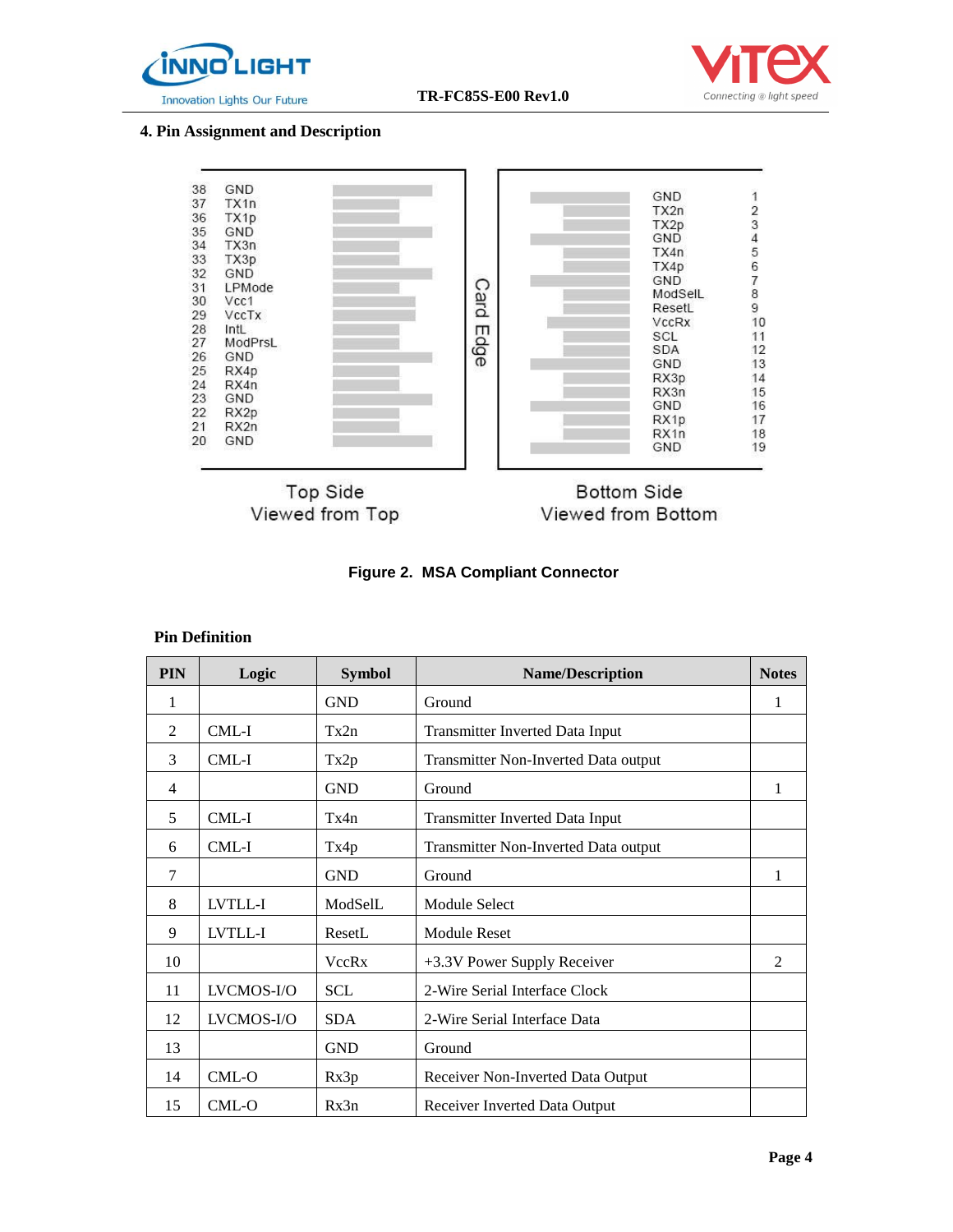## 4. Pin Assignment and Description

| | Top Side | | Bottom Side | |
|---|---|---|---|---|
| 38 | GND | Card Edge | GND | 1 |
| 37 | TX1n | | TX2n | 2 |
| 36 | TX1p | | TX2p | 3 |
| 35 | GND | | GND | 4 |
| 34 | TX3n | | TX4n | 5 |
| 33 | TX3p | | TX4p | 6 |
| 32 | GND | | GND | 7 |
| 31 | LPMode | | ModSelL | 8 |
| 30 | Vcc1 | | ResetL | 9 |
| 29 | VccTx | | VccRx | 10 |
| 28 | IntL | | SCL | 11 |
| 27 | ModPrsL | | SDA | 12 |
| 26 | GND | | GND | 13 |
| 25 | RX4p | | RX3p | 14 |
| 24 | RX4n | | RX3n | 15 |
| 23 | GND | | GND | 16 |
| 22 | RX2p | | RX1p | 17 |
| 21 | RX2n | | RX1n | 18 |
| 20 | GND | | GND | 19 |

Top Side Viewed from Top

Bottom Side Viewed from Bottom

**Figure 2. MSA Compliant Connector**

**Pin Definition**

| PIN | Logic | Symbol | Name/Description | Notes |
|---|---|---|---|---|
| 1 | | GND | Ground | 1 |
| 2 | CML-I | Tx2n | Transmitter Inverted Data Input | |
| 3 | CML-I | Tx2p | Transmitter Non-Inverted Data output | |
| 4 | | GND | Ground | 1 |
| 5 | CML-I | Tx4n | Transmitter Inverted Data Input | |
| 6 | CML-I | Tx4p | Transmitter Non-Inverted Data output | |
| 7 | | GND | Ground | 1 |
| 8 | LVTLL-I | ModSelL | Module Select | |
| 9 | LVTLL-I | ResetL | Module Reset | |
| 10 | | VccRx | +3.3V Power Supply Receiver | 2 |
| 11 | LVCMOS-I/O | SCL | 2-Wire Serial Interface Clock | |
| 12 | LVCMOS-I/O | SDA | 2-Wire Serial Interface Data | |
| 13 | | GND | Ground | |
| 14 | CML-O | Rx3p | Receiver Non-Inverted Data Output | |
| 15 | CML-O | Rx3n | Receiver Inverted Data Output | |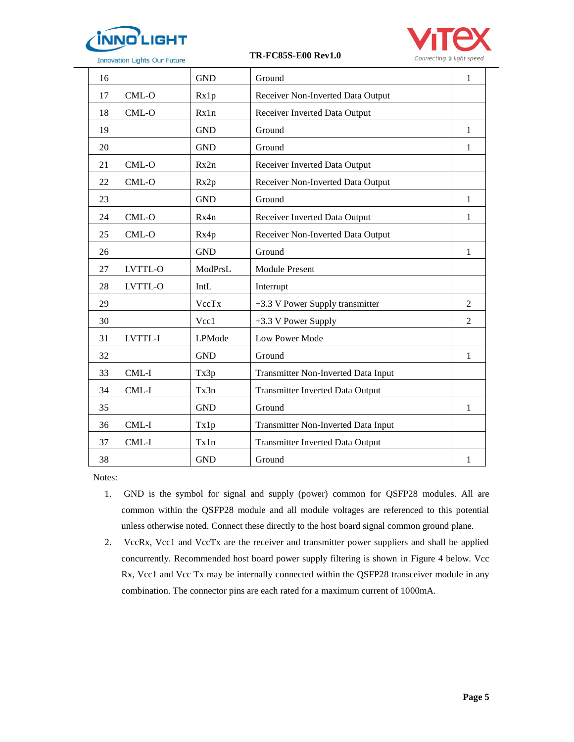| 16 | | GND | Ground | 1 |
|---|---|---|---|---|
| 17 | CML-O | Rx1p | Receiver Non-Inverted Data Output | |
| 18 | CML-O | Rx1n | Receiver Inverted Data Output | |
| 19 | | GND | Ground | 1 |
| 20 | | GND | Ground | 1 |
| 21 | CML-O | Rx2n | Receiver Inverted Data Output | |
| 22 | CML-O | Rx2p | Receiver Non-Inverted Data Output | |
| 23 | | GND | Ground | 1 |
| 24 | CML-O | Rx4n | Receiver Inverted Data Output | 1 |
| 25 | CML-O | Rx4p | Receiver Non-Inverted Data Output | |
| 26 | | GND | Ground | 1 |
| 27 | LVTTL-O | ModPrsL | Module Present | |
| 28 | LVTTL-O | IntL | Interrupt | |
| 29 | | VccTx | +3.3 V Power Supply transmitter | 2 |
| 30 | | Vcc1 | +3.3 V Power Supply | 2 |
| 31 | LVTTL-I | LPMode | Low Power Mode | |
| 32 | | GND | Ground | 1 |
| 33 | CML-I | Tx3p | Transmitter Non-Inverted Data Input | |
| 34 | CML-I | Tx3n | Transmitter Inverted Data Output | |
| 35 | | GND | Ground | 1 |
| 36 | CML-I | Tx1p | Transmitter Non-Inverted Data Input | |
| 37 | CML-I | Tx1n | Transmitter Inverted Data Output | |
| 38 | | GND | Ground | 1 |

Notes:

1. GND is the symbol for signal and supply (power) common for QSFP28 modules. All are common within the QSFP28 module and all module voltages are referenced to this potential unless otherwise noted. Connect these directly to the host board signal common ground plane.
2. VccRx, Vcc1 and VccTx are the receiver and transmitter power suppliers and shall be applied concurrently. Recommended host board power supply filtering is shown in Figure 4 below. Vcc Rx, Vcc1 and Vcc Tx may be internally connected within the QSFP28 transceiver module in any combination. The connector pins are each rated for a maximum current of 1000mA.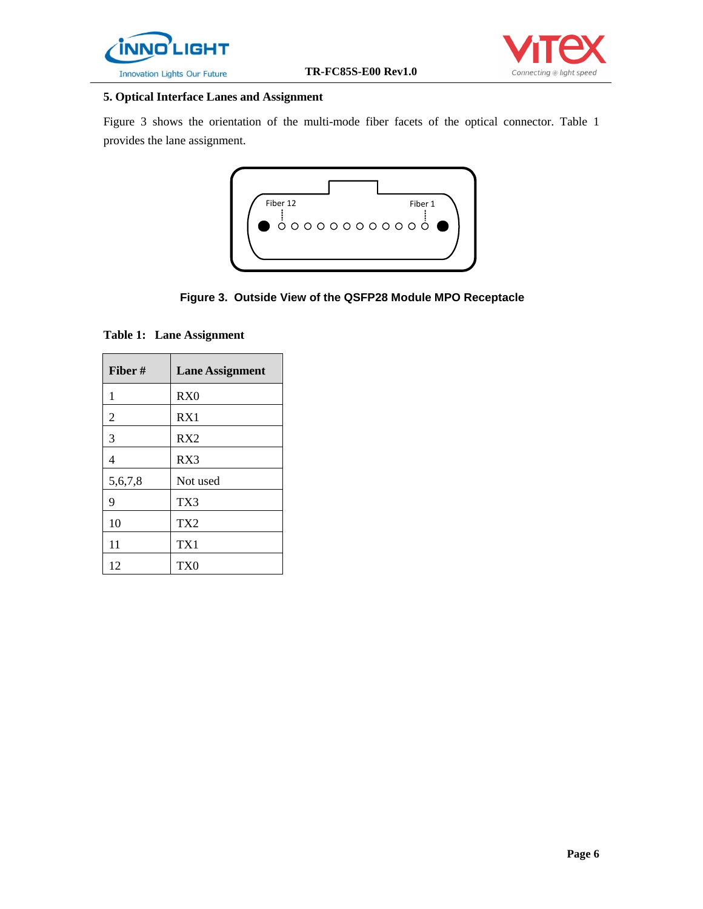## 5. Optical Interface Lanes and Assignment

Figure 3 shows the orientation of the multi-mode fiber facets of the optical connector. Table 1 provides the lane assignment.

Fiber 12 Fiber 1

**Figure 3. Outside View of the QSFP28 Module MPO Receptacle**

**Table 1: Lane Assignment**

| Fiber # | Lane Assignment |
|---|---|
| 1 | RX0 |
| 2 | RX1 |
| 3 | RX2 |
| 4 | RX3 |
| 5,6,7,8 | Not used |
| 9 | TX3 |
| 10 | TX2 |
| 11 | TX1 |
| 12 | TX0 |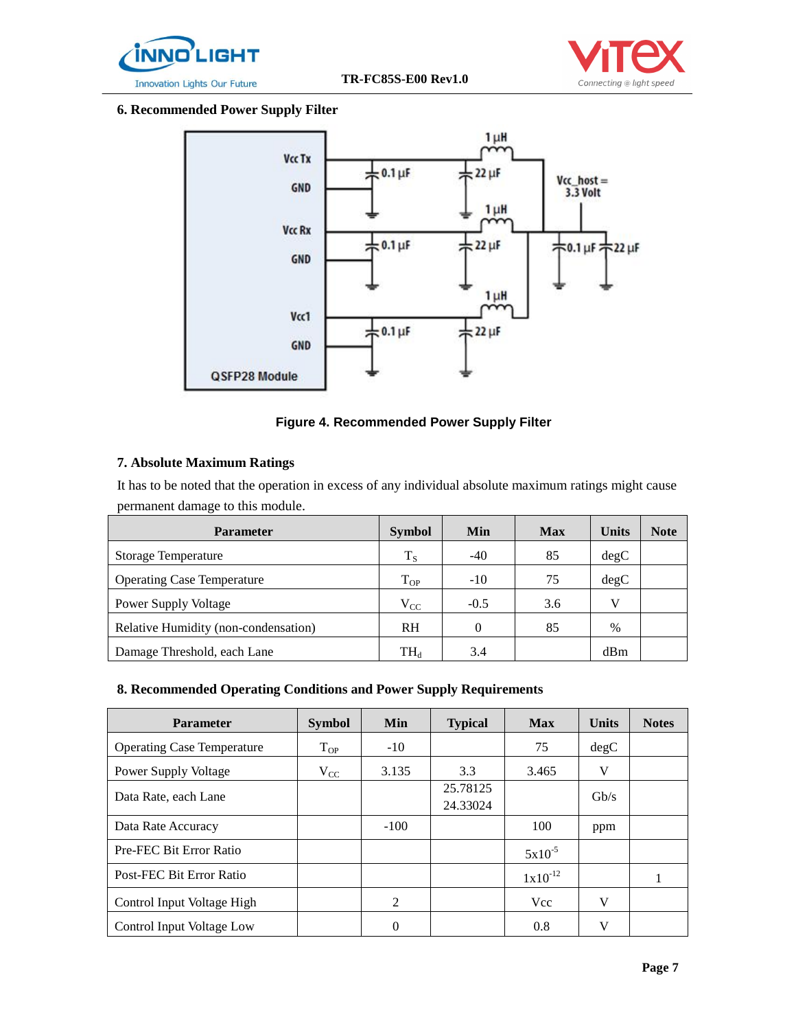## 6. Recommended Power Supply Filter

Figure 4. Recommended Power Supply Filter

## 7. Absolute Maximum Ratings

It has to be noted that the operation in excess of any individual absolute maximum ratings might cause permanent damage to this module.

| Parameter | Symbol | Min | Max | Units | Note |
|---|---|---|---|---|---|
| Storage Temperature | $T_S$ | -40 | 85 | degC | |
| Operating Case Temperature | $T_{OP}$ | -10 | 75 | degC | |
| Power Supply Voltage | $V_{CC}$ | -0.5 | 3.6 | V | |
| Relative Humidity (non-condensation) | RH | 0 | 85 | % | |
| Damage Threshold, each Lane | $TH_d$ | 3.4 | | dBm | |

## 8. Recommended Operating Conditions and Power Supply Requirements

| Parameter | Symbol | Min | Typical | Max | Units | Notes |
|---|---|---|---|---|---|---|
| Operating Case Temperature | $T_{OP}$ | -10 | | 75 | degC | |
| Power Supply Voltage | $V_{CC}$ | 3.135 | 3.3 | 3.465 | V | |
| Data Rate, each Lane | | | 25.78125<br>24.33024 | | Gb/s | |
| Data Rate Accuracy | | -100 | | 100 | ppm | |
| Pre-FEC Bit Error Ratio | | | | $5x10^{-5}$ | | |
| Post-FEC Bit Error Ratio | | | | $1x10^{-12}$ | | 1 |
| Control Input Voltage High | | 2 | | Vcc | V | |
| Control Input Voltage Low | | 0 | | 0.8 | V | |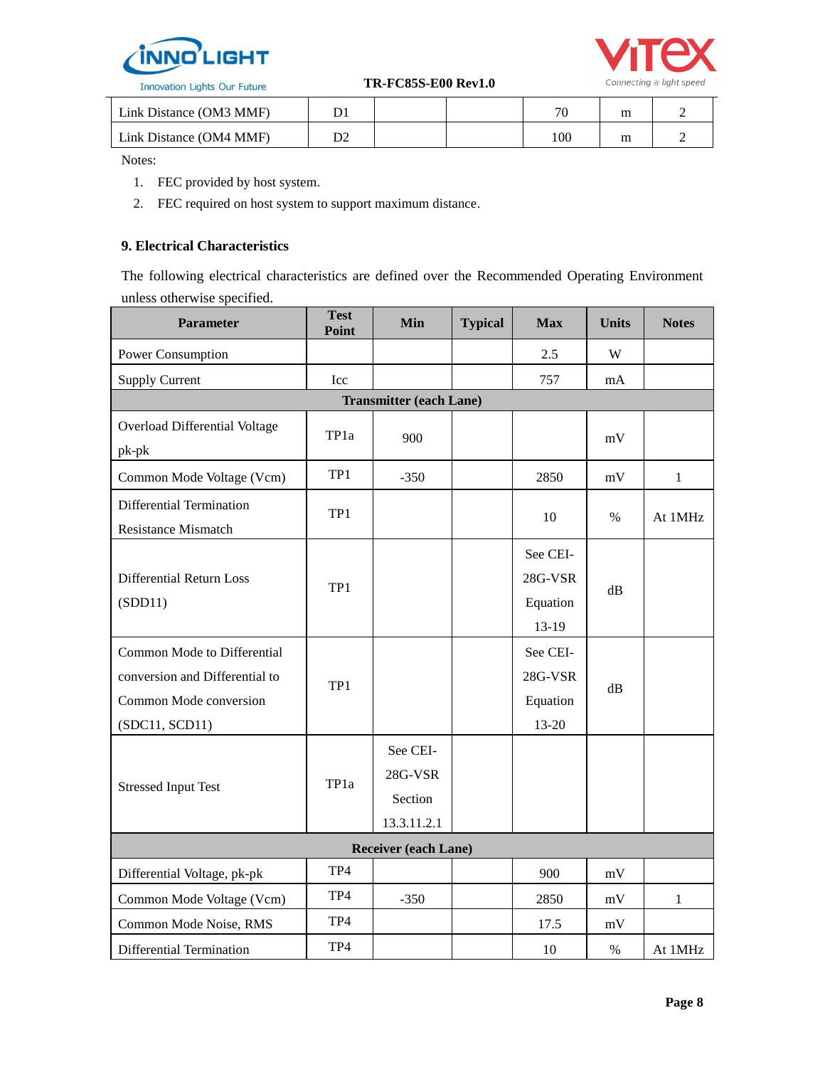| Link Distance (OM3 MMF) | D1 | | | 70 | m | 2 |
|---|---|---|---|---|---|---|
| Link Distance (OM4 MMF) | D2 | | | 100 | m | 2 |

Notes:

1. FEC provided by host system.
2. FEC required on host system to support maximum distance.

### 9. Electrical Characteristics

The following electrical characteristics are defined over the Recommended Operating Environment unless otherwise specified.

| Parameter | Test Point | Min | Typical | Max | Units | Notes |
|---|---|---|---|---|---|---|
| Power Consumption | | | | 2.5 | W | |
| Supply Current | Icc | | | 757 | mA | |
| **Transmitter (each Lane)** | | | | | | |
| Overload Differential Voltage pk-pk | TP1a | 900 | | | mV | |
| Common Mode Voltage (Vcm) | TP1 | -350 | | 2850 | mV | 1 |
| Differential Termination Resistance Mismatch | TP1 | | | 10 | % | At 1MHz |
| Differential Return Loss (SDD11) | TP1 | | | See CEI-28G-VSR Equation 13-19 | dB | |
| Common Mode to Differential conversion and Differential to Common Mode conversion (SDC11, SCD11) | TP1 | | | See CEI-28G-VSR Equation 13-20 | dB | |
| Stressed Input Test | TP1a | See CEI-28G-VSR Section 13.3.11.2.1 | | | | |
| **Receiver (each Lane)** | | | | | | |
| Differential Voltage, pk-pk | TP4 | | | 900 | mV | |
| Common Mode Voltage (Vcm) | TP4 | -350 | | 2850 | mV | 1 |
| Common Mode Noise, RMS | TP4 | | | 17.5 | mV | |
| Differential Termination | TP4 | | | 10 | % | At 1MHz |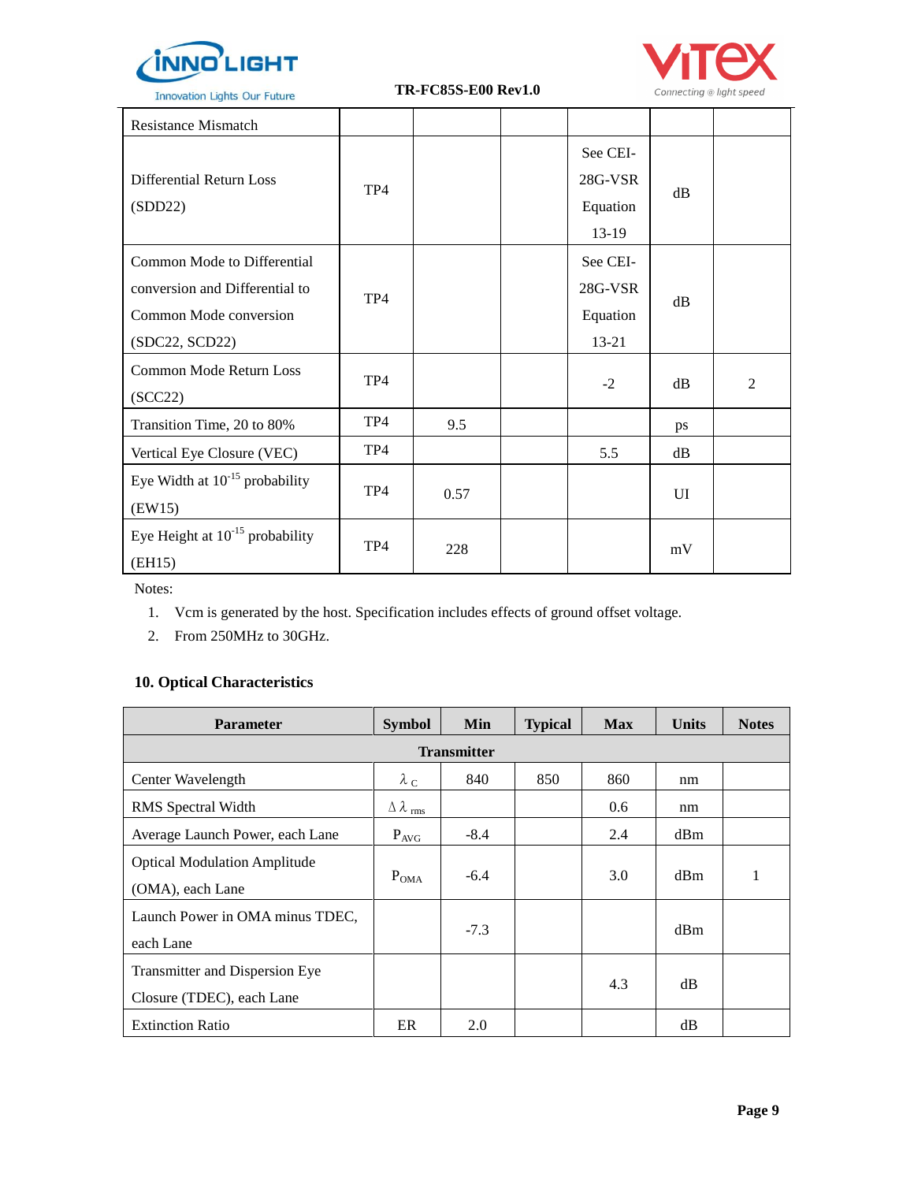| Resistance Mismatch | | | | | | |
|---|---|---|---|---|---|---|
| Differential Return Loss (SDD22) | TP4 | | | See CEI-28G-VSR Equation 13-19 | dB | |
| Common Mode to Differential conversion and Differential to Common Mode conversion (SDC22, SCD22) | TP4 | | | See CEI-28G-VSR Equation 13-21 | dB | |
| Common Mode Return Loss (SCC22) | TP4 | | | -2 | dB | 2 |
| Transition Time, 20 to 80% | TP4 | 9.5 | | | ps | |
| Vertical Eye Closure (VEC) | TP4 | | | 5.5 | dB | |
| Eye Width at $10^{-15}$ probability (EW15) | TP4 | 0.57 | | | UI | |
| Eye Height at $10^{-15}$ probability (EH15) | TP4 | 228 | | | mV | |

Notes:

1. Vcm is generated by the host. Specification includes effects of ground offset voltage.
2. From 250MHz to 30GHz.

## 10. Optical Characteristics

| Parameter | Symbol | Min | Typical | Max | Units | Notes |
|---|---|---|---|---|---|---|
| **Transmitter** | | | | | | |
| Center Wavelength | $\lambda_C$ | 840 | 850 | 860 | nm | |
| RMS Spectral Width | $\Delta\lambda_{rms}$ | | | 0.6 | nm | |
| Average Launch Power, each Lane | $P_{AVG}$ | -8.4 | | 2.4 | dBm | |
| Optical Modulation Amplitude (OMA), each Lane | $P_{OMA}$ | -6.4 | | 3.0 | dBm | 1 |
| Launch Power in OMA minus TDEC, each Lane | | -7.3 | | | dBm | |
| Transmitter and Dispersion Eye Closure (TDEC), each Lane | | | | 4.3 | dB | |
| Extinction Ratio | ER | 2.0 | | | dB | |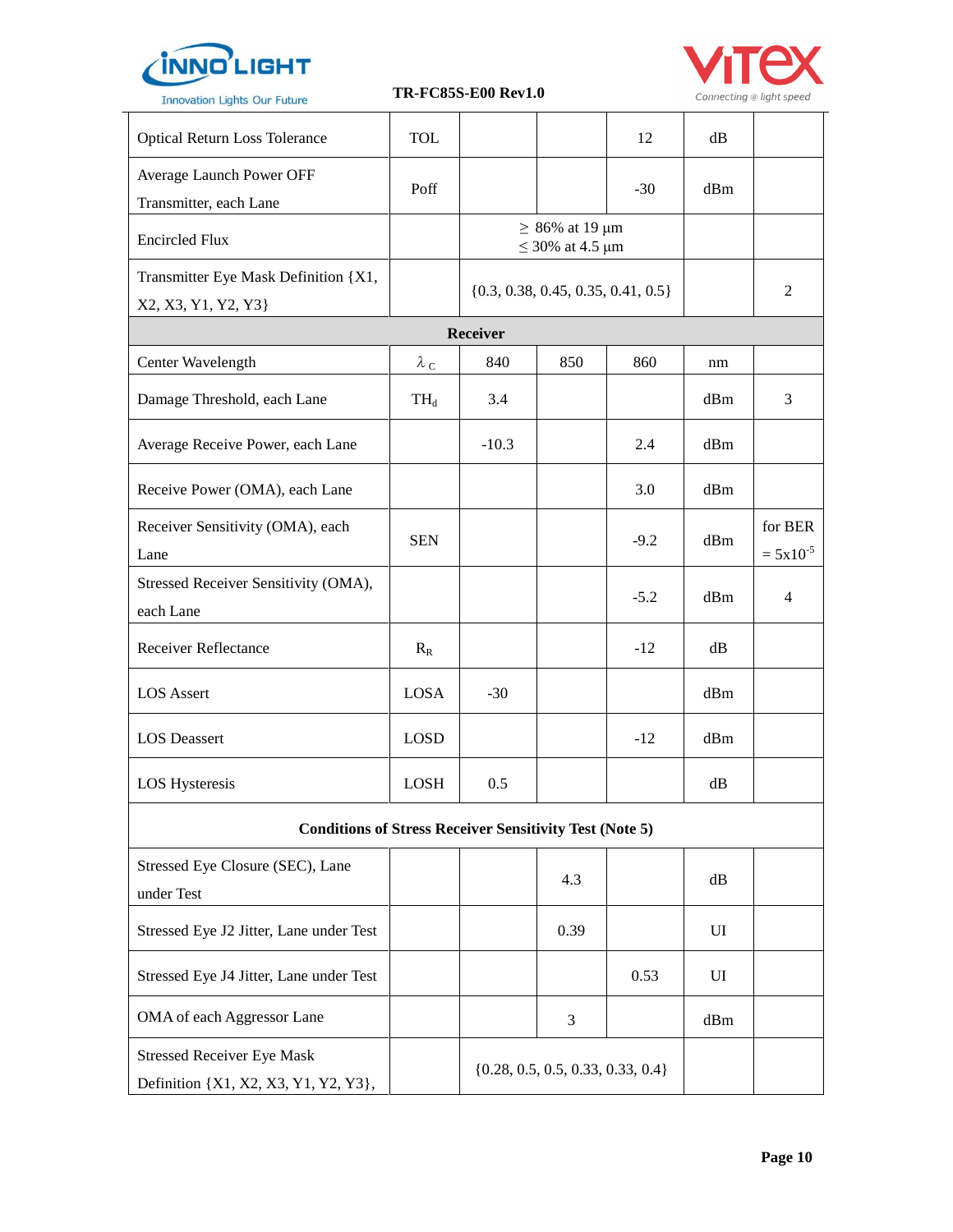| Optical Return Loss Tolerance | TOL | | | 12 | dB | |
|---|---|---|---|---|---|---|
| Average Launch Power OFF Transmitter, each Lane | Poff | | | -30 | dBm | |
| Encircled Flux | | ≥ 86% at 19 µm ≤ 30% at 4.5 µm | | | | |
| Transmitter Eye Mask Definition {X1, X2, X3, Y1, Y2, Y3} | | {0.3, 0.38, 0.45, 0.35, 0.41, 0.5} | | | | 2 |
| **Receiver** | | | | | | |
| Center Wavelength | $\lambda_C$ | 840 | 850 | 860 | nm | |
| Damage Threshold, each Lane | $TH_d$ | 3.4 | | | dBm | 3 |
| Average Receive Power, each Lane | | -10.3 | | 2.4 | dBm | |
| Receive Power (OMA), each Lane | | | | 3.0 | dBm | |
| Receiver Sensitivity (OMA), each Lane | SEN | | | -9.2 | dBm | for BER = $5x10^{-5}$ |
| Stressed Receiver Sensitivity (OMA), each Lane | | | | -5.2 | dBm | 4 |
| Receiver Reflectance | $R_R$ | | | -12 | dB | |
| LOS Assert | LOSA | -30 | | | dBm | |
| LOS Deassert | LOSD | | | -12 | dBm | |
| LOS Hysteresis | LOSH | 0.5 | | | dB | |
| **Conditions of Stress Receiver Sensitivity Test (Note 5)** | | | | | | |
| Stressed Eye Closure (SEC), Lane under Test | | | 4.3 | | dB | |
| Stressed Eye J2 Jitter, Lane under Test | | | 0.39 | | UI | |
| Stressed Eye J4 Jitter, Lane under Test | | | | 0.53 | UI | |
| OMA of each Aggressor Lane | | | 3 | | dBm | |
| Stressed Receiver Eye Mask Definition {X1, X2, X3, Y1, Y2, Y3}, | | {0.28, 0.5, 0.5, 0.33, 0.33, 0.4} | | | | |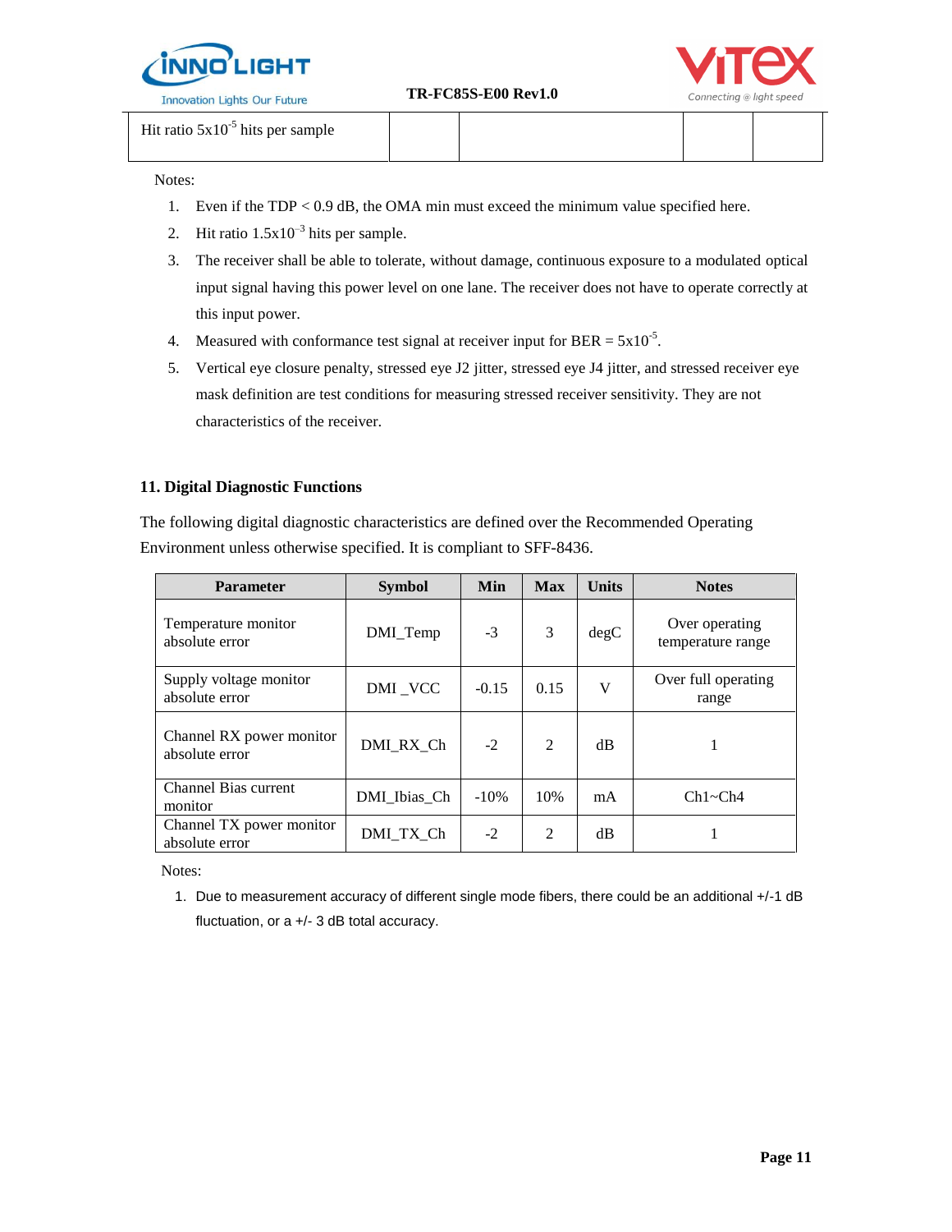| Hit ratio $5x10^{-5}$ hits per sample | | | | |
|---|---|---|---|---|

Notes:

1. Even if the TDP < 0.9 dB, the OMA min must exceed the minimum value specified here.
2. Hit ratio $1.5x10^{-3}$ hits per sample.
3. The receiver shall be able to tolerate, without damage, continuous exposure to a modulated optical input signal having this power level on one lane. The receiver does not have to operate correctly at this input power.
4. Measured with conformance test signal at receiver input for BER = $5x10^{-5}$.
5. Vertical eye closure penalty, stressed eye J2 jitter, stressed eye J4 jitter, and stressed receiver eye mask definition are test conditions for measuring stressed receiver sensitivity. They are not characteristics of the receiver.

## 11. Digital Diagnostic Functions

The following digital diagnostic characteristics are defined over the Recommended Operating Environment unless otherwise specified. It is compliant to SFF-8436.

| Parameter | Symbol | Min | Max | Units | Notes |
|---|---|---|---|---|---|
| Temperature monitor absolute error | DMI_Temp | -3 | 3 | degC | Over operating temperature range |
| Supply voltage monitor absolute error | DMI _VCC | -0.15 | 0.15 | V | Over full operating range |
| Channel RX power monitor absolute error | DMI_RX_Ch | -2 | 2 | dB | 1 |
| Channel Bias current monitor | DMI_Ibias_Ch | -10% | 10% | mA | Ch1~Ch4 |
| Channel TX power monitor absolute error | DMI_TX_Ch | -2 | 2 | dB | 1 |

Notes:

1. Due to measurement accuracy of different single mode fibers, there could be an additional +/-1 dB fluctuation, or a +/- 3 dB total accuracy.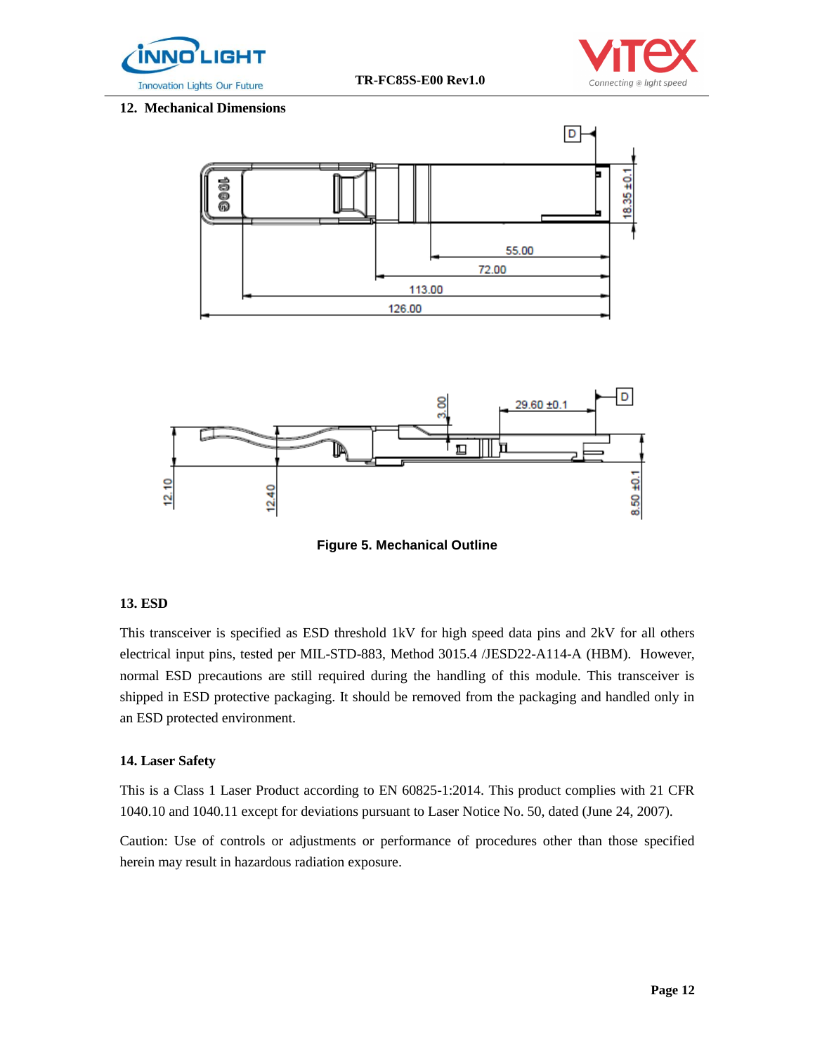## 12. Mechanical Dimensions

**Figure 5. Mechanical Outline**

## 13. ESD

This transceiver is specified as ESD threshold 1kV for high speed data pins and 2kV for all others electrical input pins, tested per MIL-STD-883, Method 3015.4 /JESD22-A114-A (HBM). However, normal ESD precautions are still required during the handling of this module. This transceiver is shipped in ESD protective packaging. It should be removed from the packaging and handled only in an ESD protected environment.

## 14. Laser Safety

This is a Class 1 Laser Product according to EN 60825-1:2014. This product complies with 21 CFR 1040.10 and 1040.11 except for deviations pursuant to Laser Notice No. 50, dated (June 24, 2007).

Caution: Use of controls or adjustments or performance of procedures other than those specified herein may result in hazardous radiation exposure.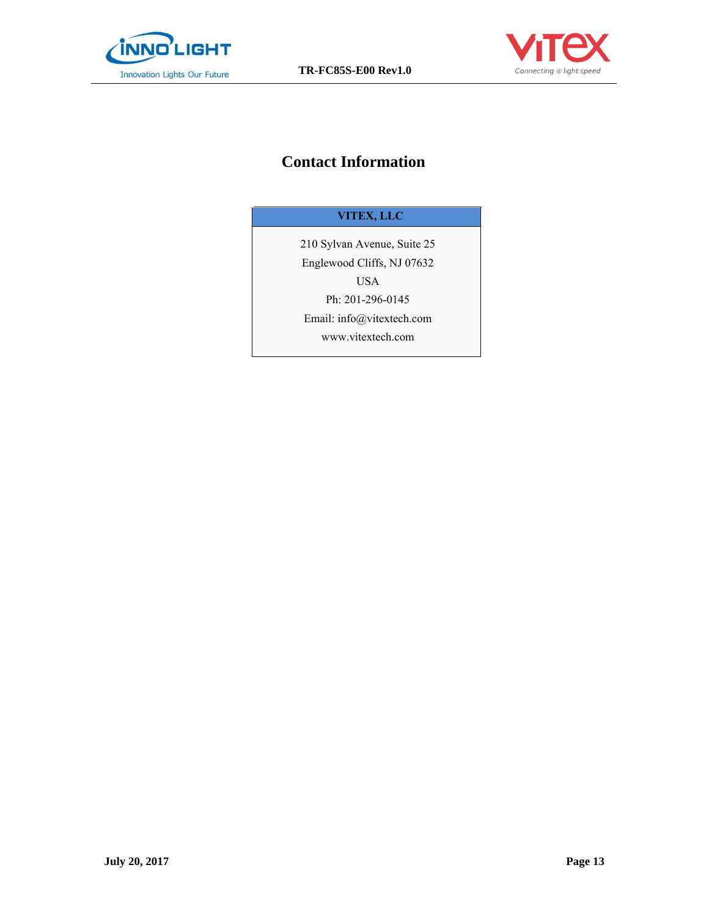# Contact Information

| VITEX, LLC |
|---|
| 210 Sylvan Avenue, Suite 25<br>Englewood Cliffs, NJ 07632<br>USA<br>Ph: 201-296-0145<br>Email: info@vitextech.com<br>www.vitextech.com |